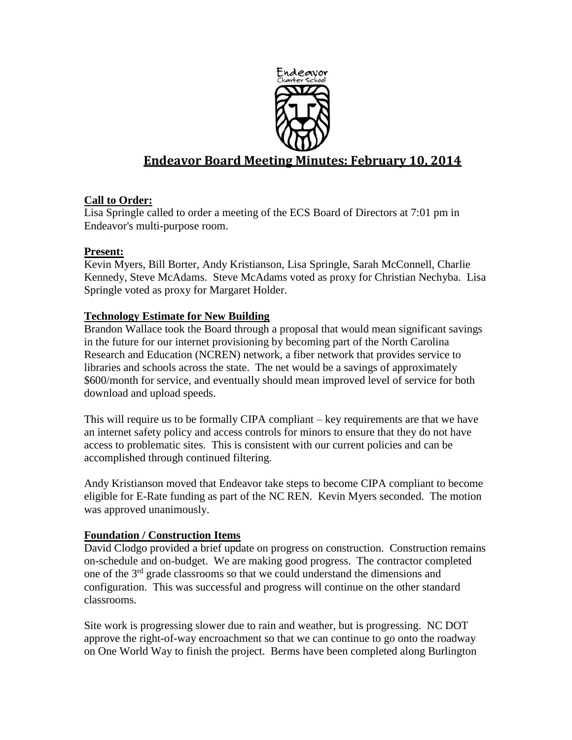# Endeavor Board Meeting Minutes: February 10, 2014

**Call to Order:**

Lisa Springle called to order a meeting of the ECS Board of Directors at 7:01 pm in Endeavor's multi-purpose room.

**Present:**

Kevin Myers, Bill Borter, Andy Kristianson, Lisa Springle, Sarah McConnell, Charlie Kennedy, Steve McAdams. Steve McAdams voted as proxy for Christian Nechyba. Lisa Springle voted as proxy for Margaret Holder.

**Technology Estimate for New Building**

Brandon Wallace took the Board through a proposal that would mean significant savings in the future for our internet provisioning by becoming part of the North Carolina Research and Education (NCREN) network, a fiber network that provides service to libraries and schools across the state. The net would be a savings of approximately $600/month for service, and eventually should mean improved level of service for both download and upload speeds.

This will require us to be formally CIPA compliant – key requirements are that we have an internet safety policy and access controls for minors to ensure that they do not have access to problematic sites. This is consistent with our current policies and can be accomplished through continued filtering.

Andy Kristianson moved that Endeavor take steps to become CIPA compliant to become eligible for E-Rate funding as part of the NC REN. Kevin Myers seconded. The motion was approved unanimously.

**Foundation / Construction Items**

David Clodgo provided a brief update on progress on construction. Construction remains on-schedule and on-budget. We are making good progress. The contractor completed one of the 3rd grade classrooms so that we could understand the dimensions and configuration. This was successful and progress will continue on the other standard classrooms.

Site work is progressing slower due to rain and weather, but is progressing. NC DOT approve the right-of-way encroachment so that we can continue to go onto the roadway on One World Way to finish the project. Berms have been completed along Burlington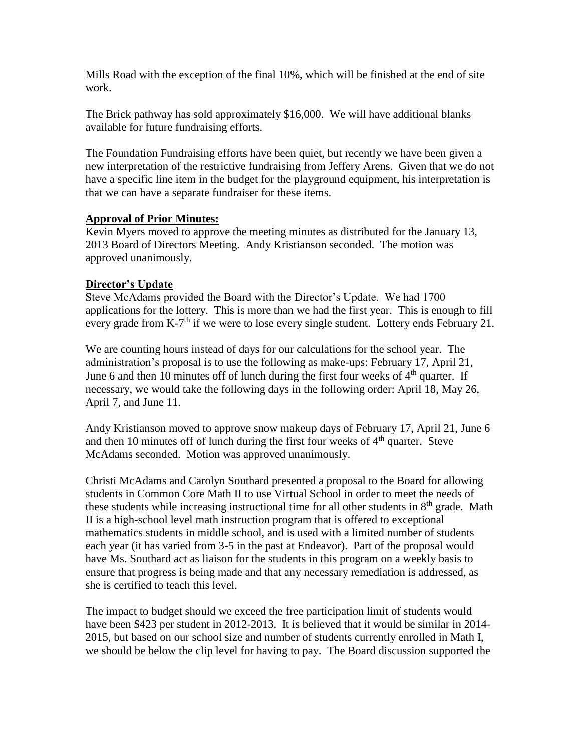Mills Road with the exception of the final 10%, which will be finished at the end of site work.

The Brick pathway has sold approximately $16,000. We will have additional blanks available for future fundraising efforts.

The Foundation Fundraising efforts have been quiet, but recently we have been given a new interpretation of the restrictive fundraising from Jeffery Arens. Given that we do not have a specific line item in the budget for the playground equipment, his interpretation is that we can have a separate fundraiser for these items.

**Approval of Prior Minutes:**

Kevin Myers moved to approve the meeting minutes as distributed for the January 13, 2013 Board of Directors Meeting. Andy Kristianson seconded. The motion was approved unanimously.

**Director's Update**

Steve McAdams provided the Board with the Director's Update. We had 1700 applications for the lottery. This is more than we had the first year. This is enough to fill every grade from K-7th if we were to lose every single student. Lottery ends February 21.

We are counting hours instead of days for our calculations for the school year. The administration's proposal is to use the following as make-ups: February 17, April 21, June 6 and then 10 minutes off of lunch during the first four weeks of 4th quarter. If necessary, we would take the following days in the following order: April 18, May 26, April 7, and June 11.

Andy Kristianson moved to approve snow makeup days of February 17, April 21, June 6 and then 10 minutes off of lunch during the first four weeks of 4th quarter. Steve McAdams seconded. Motion was approved unanimously.

Christi McAdams and Carolyn Southard presented a proposal to the Board for allowing students in Common Core Math II to use Virtual School in order to meet the needs of these students while increasing instructional time for all other students in 8th grade. Math II is a high-school level math instruction program that is offered to exceptional mathematics students in middle school, and is used with a limited number of students each year (it has varied from 3-5 in the past at Endeavor). Part of the proposal would have Ms. Southard act as liaison for the students in this program on a weekly basis to ensure that progress is being made and that any necessary remediation is addressed, as she is certified to teach this level.

The impact to budget should we exceed the free participation limit of students would have been $423 per student in 2012-2013. It is believed that it would be similar in 2014-2015, but based on our school size and number of students currently enrolled in Math I, we should be below the clip level for having to pay. The Board discussion supported the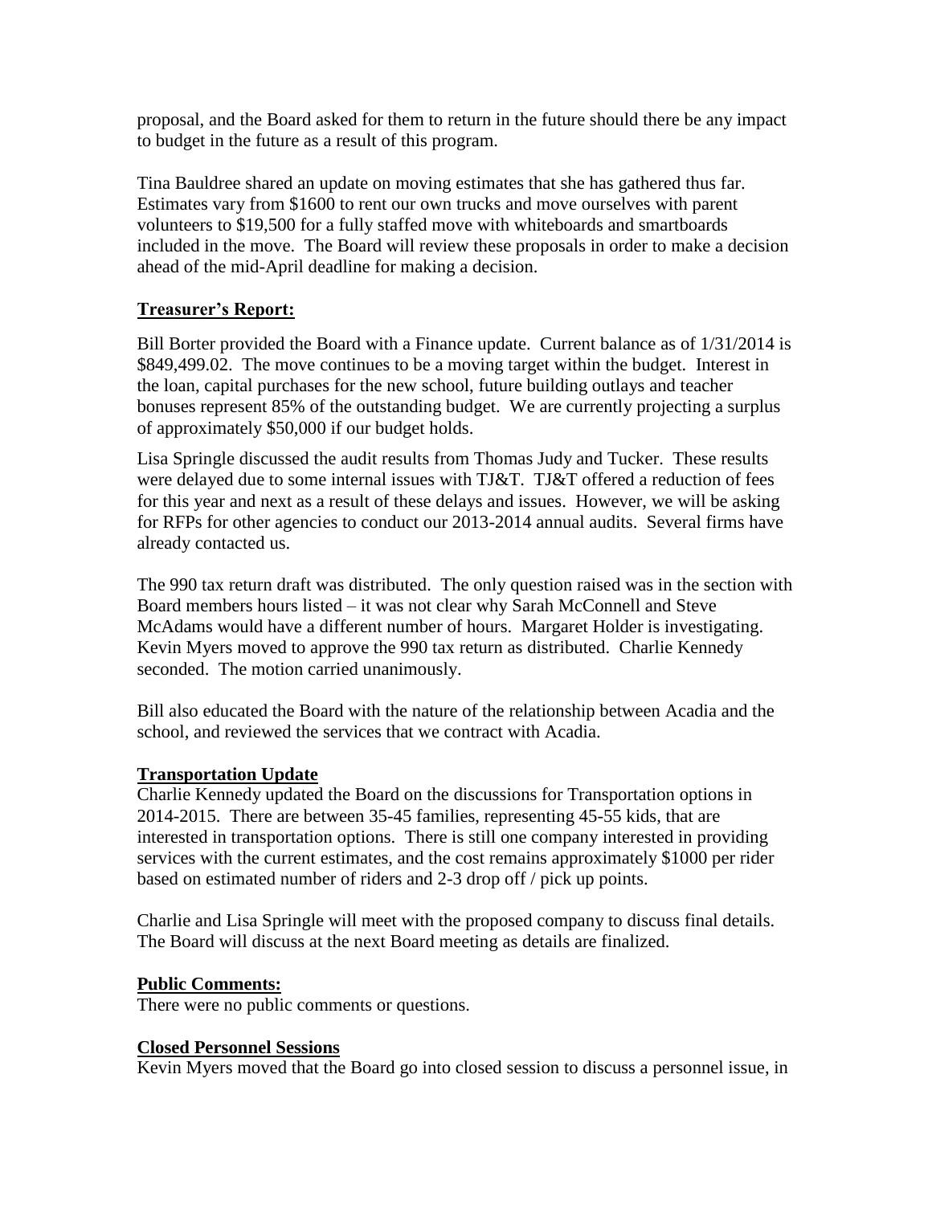proposal, and the Board asked for them to return in the future should there be any impact to budget in the future as a result of this program.

Tina Bauldree shared an update on moving estimates that she has gathered thus far. Estimates vary from $1600 to rent our own trucks and move ourselves with parent volunteers to $19,500 for a fully staffed move with whiteboards and smartboards included in the move. The Board will review these proposals in order to make a decision ahead of the mid-April deadline for making a decision.

**Treasurer's Report:**

Bill Borter provided the Board with a Finance update. Current balance as of 1/31/2014 is $849,499.02. The move continues to be a moving target within the budget. Interest in the loan, capital purchases for the new school, future building outlays and teacher bonuses represent 85% of the outstanding budget. We are currently projecting a surplus of approximately $50,000 if our budget holds.

Lisa Springle discussed the audit results from Thomas Judy and Tucker. These results were delayed due to some internal issues with TJ&T. TJ&T offered a reduction of fees for this year and next as a result of these delays and issues. However, we will be asking for RFPs for other agencies to conduct our 2013-2014 annual audits. Several firms have already contacted us.

The 990 tax return draft was distributed. The only question raised was in the section with Board members hours listed – it was not clear why Sarah McConnell and Steve McAdams would have a different number of hours. Margaret Holder is investigating. Kevin Myers moved to approve the 990 tax return as distributed. Charlie Kennedy seconded. The motion carried unanimously.

Bill also educated the Board with the nature of the relationship between Acadia and the school, and reviewed the services that we contract with Acadia.

**Transportation Update**

Charlie Kennedy updated the Board on the discussions for Transportation options in 2014-2015. There are between 35-45 families, representing 45-55 kids, that are interested in transportation options. There is still one company interested in providing services with the current estimates, and the cost remains approximately $1000 per rider based on estimated number of riders and 2-3 drop off / pick up points.

Charlie and Lisa Springle will meet with the proposed company to discuss final details. The Board will discuss at the next Board meeting as details are finalized.

**Public Comments:**

There were no public comments or questions.

**Closed Personnel Sessions**

Kevin Myers moved that the Board go into closed session to discuss a personnel issue, in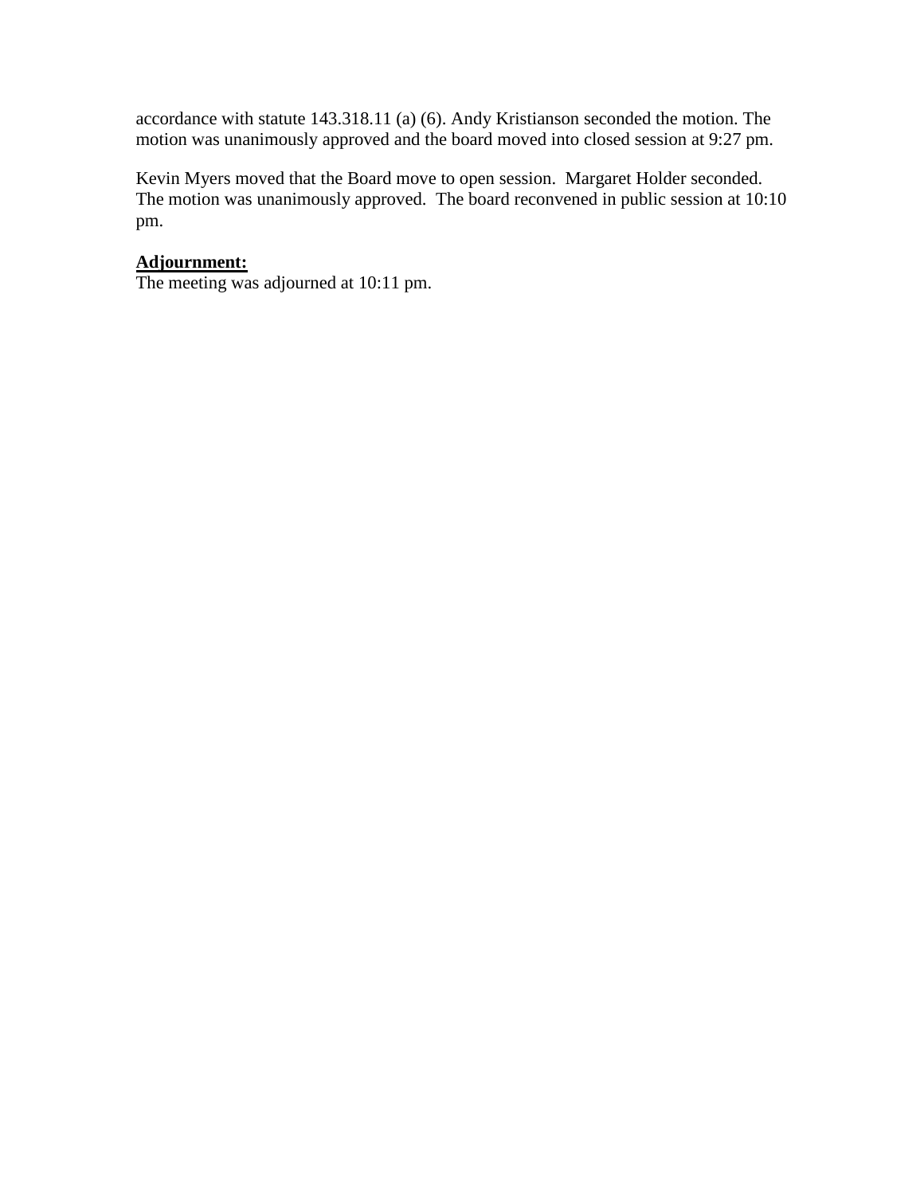accordance with statute 143.318.11 (a) (6). Andy Kristianson seconded the motion. The motion was unanimously approved and the board moved into closed session at 9:27 pm.

Kevin Myers moved that the Board move to open session. Margaret Holder seconded. The motion was unanimously approved. The board reconvened in public session at 10:10 pm.

**Adjournment:**

The meeting was adjourned at 10:11 pm.